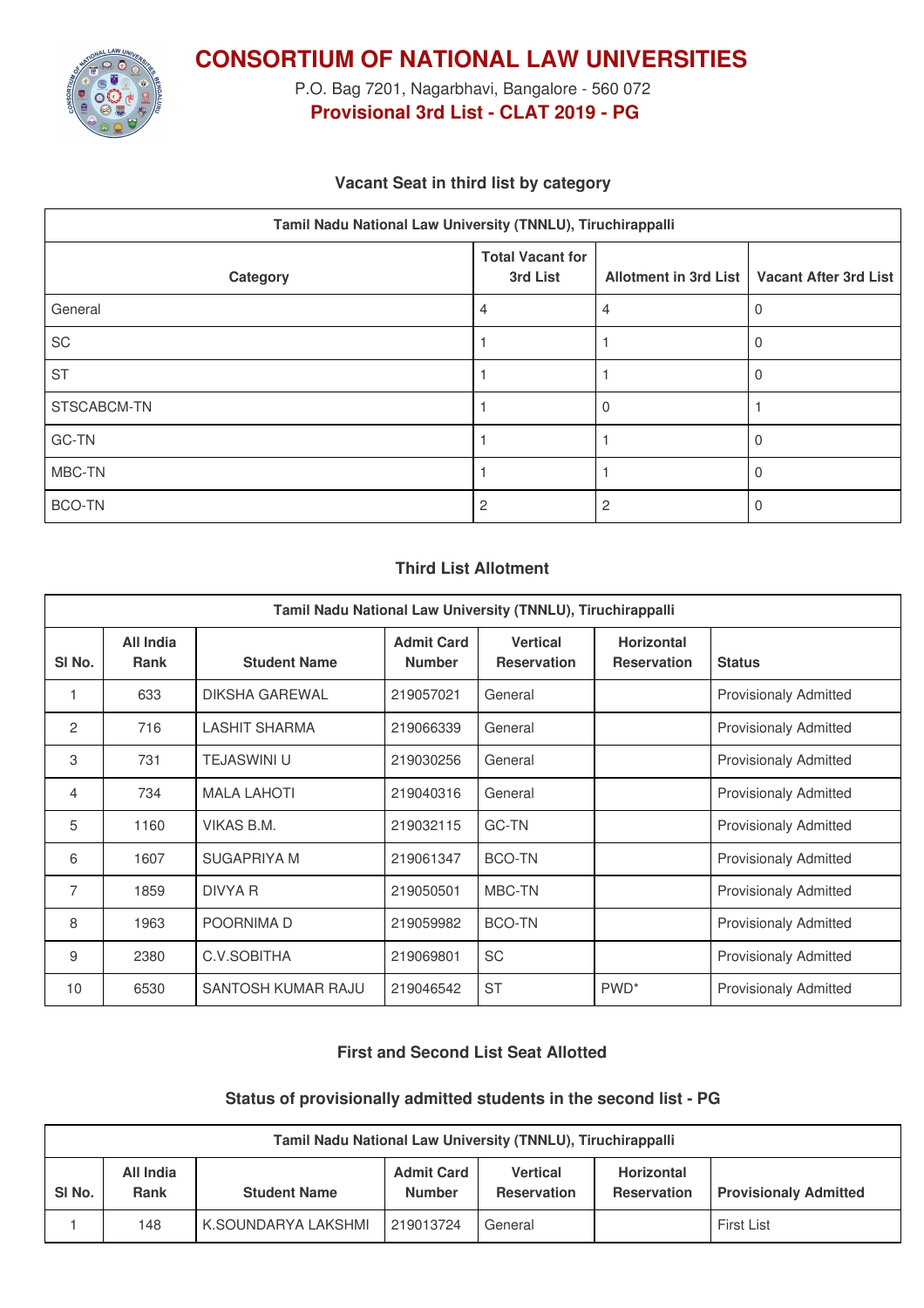# CONSORTIUM OF NATIONAL LAW UNIVERSITIES

P.O. Bag 7201, Nagarbhavi, Bangalore - 560 072

**Provisional 3rd List - CLAT 2019 - PG**

### Vacant Seat in third list by category

| Tamil Nadu National Law University (TNNLU), Tiruchirappalli | | | |
|---|---|---|---|
| **Category** | **Total Vacant for 3rd List** | **Allotment in 3rd List** | **Vacant After 3rd List** |
| General | 4 | 4 | 0 |
| SC | 1 | 1 | 0 |
| ST | 1 | 1 | 0 |
| STSCABCM-TN | 1 | 0 | 1 |
| GC-TN | 1 | 1 | 0 |
| MBC-TN | 1 | 1 | 0 |
| BCO-TN | 2 | 2 | 0 |

### Third List Allotment

| Tamil Nadu National Law University (TNNLU), Tiruchirappalli | | | | | | |
|---|---|---|---|---|---|---|
| **Sl No.** | **All India Rank** | **Student Name** | **Admit Card Number** | **Vertical Reservation** | **Horizontal Reservation** | **Status** |
| 1 | 633 | DIKSHA GAREWAL | 219057021 | General | | Provisionaly Admitted |
| 2 | 716 | LASHIT SHARMA | 219066339 | General | | Provisionaly Admitted |
| 3 | 731 | TEJASWINI U | 219030256 | General | | Provisionaly Admitted |
| 4 | 734 | MALA LAHOTI | 219040316 | General | | Provisionaly Admitted |
| 5 | 1160 | VIKAS B.M. | 219032115 | GC-TN | | Provisionaly Admitted |
| 6 | 1607 | SUGAPRIYA M | 219061347 | BCO-TN | | Provisionaly Admitted |
| 7 | 1859 | DIVYA R | 219050501 | MBC-TN | | Provisionaly Admitted |
| 8 | 1963 | POORNIMA D | 219059982 | BCO-TN | | Provisionaly Admitted |
| 9 | 2380 | C.V.SOBITHA | 219069801 | SC | | Provisionaly Admitted |
| 10 | 6530 | SANTOSH KUMAR RAJU | 219046542 | ST | PWD* | Provisionaly Admitted |

### First and Second List Seat Allotted

### Status of provisionally admitted students in the second list - PG

| Tamil Nadu National Law University (TNNLU), Tiruchirappalli | | | | | | |
|---|---|---|---|---|---|---|
| **Sl No.** | **All India Rank** | **Student Name** | **Admit Card Number** | **Vertical Reservation** | **Horizontal Reservation** | **Provisionaly Admitted** |
| 1 | 148 | K.SOUNDARYA LAKSHMI | 219013724 | General | | First List |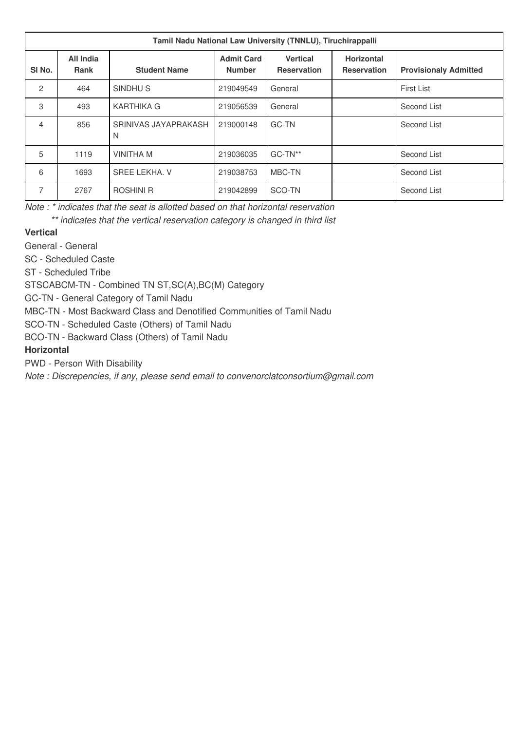| Tamil Nadu National Law University (TNNLU), Tiruchirappalli | | | | | | |
|---|---|---|---|---|---|---|
| Sl No. | All India Rank | Student Name | Admit Card Number | Vertical Reservation | Horizontal Reservation | Provisionaly Admitted |
| 2 | 464 | SINDHU S | 219049549 | General | | First List |
| 3 | 493 | KARTHIKA G | 219056539 | General | | Second List |
| 4 | 856 | SRINIVAS JAYAPRAKASH N | 219000148 | GC-TN | | Second List |
| 5 | 1119 | VINITHA M | 219036035 | GC-TN** | | Second List |
| 6 | 1693 | SREE LEKHA. V | 219038753 | MBC-TN | | Second List |
| 7 | 2767 | ROSHINI R | 219042899 | SCO-TN | | Second List |

*Note : * indicates that the seat is allotted based on that horizontal reservation*

*** indicates that the vertical reservation category is changed in third list*

**Vertical**

General - General

SC - Scheduled Caste

ST - Scheduled Tribe

STSCABCM-TN - Combined TN ST,SC(A),BC(M) Category

GC-TN - General Category of Tamil Nadu

MBC-TN - Most Backward Class and Denotified Communities of Tamil Nadu

SCO-TN - Scheduled Caste (Others) of Tamil Nadu

BCO-TN - Backward Class (Others) of Tamil Nadu

**Horizontal**

PWD - Person With Disability

*Note : Discrepencies, if any, please send email to convenorclatconsortium@gmail.com*